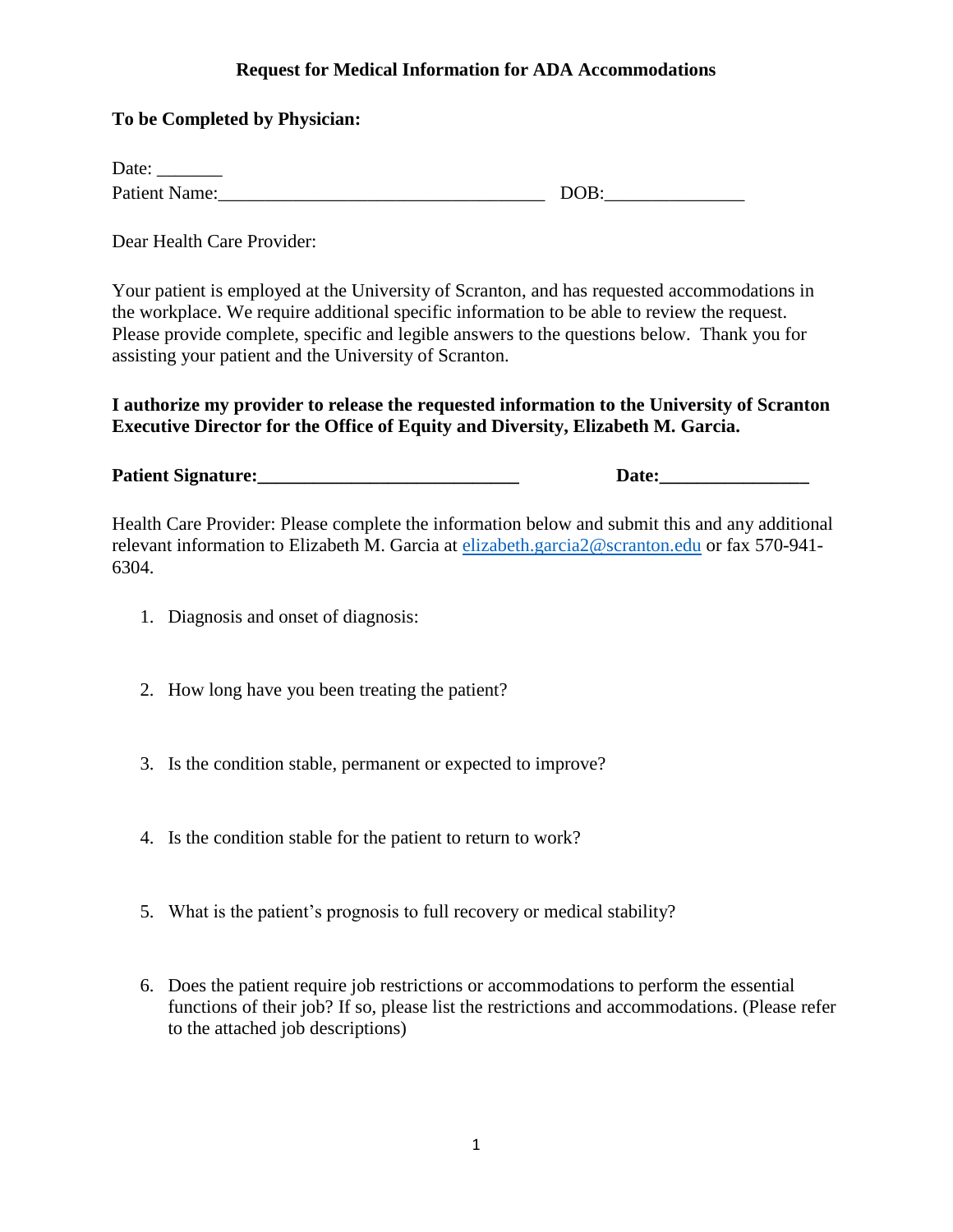# Request for Medical Information for ADA Accommodations

**To be Completed by Physician:**

Date: _______

Patient Name:___________________________________ DOB:_______________

Dear Health Care Provider:

Your patient is employed at the University of Scranton, and has requested accommodations in the workplace. We require additional specific information to be able to review the request. Please provide complete, specific and legible answers to the questions below. Thank you for assisting your patient and the University of Scranton.

**I authorize my provider to release the requested information to the University of Scranton Executive Director for the Office of Equity and Diversity, Elizabeth M. Garcia.**

**Patient Signature:____________________________ Date:________________**

Health Care Provider: Please complete the information below and submit this and any additional relevant information to Elizabeth M. Garcia at elizabeth.garcia2@scranton.edu or fax 570-941-6304.

1. Diagnosis and onset of diagnosis:

2. How long have you been treating the patient?

3. Is the condition stable, permanent or expected to improve?

4. Is the condition stable for the patient to return to work?

5. What is the patient's prognosis to full recovery or medical stability?

6. Does the patient require job restrictions or accommodations to perform the essential functions of their job? If so, please list the restrictions and accommodations. (Please refer to the attached job descriptions)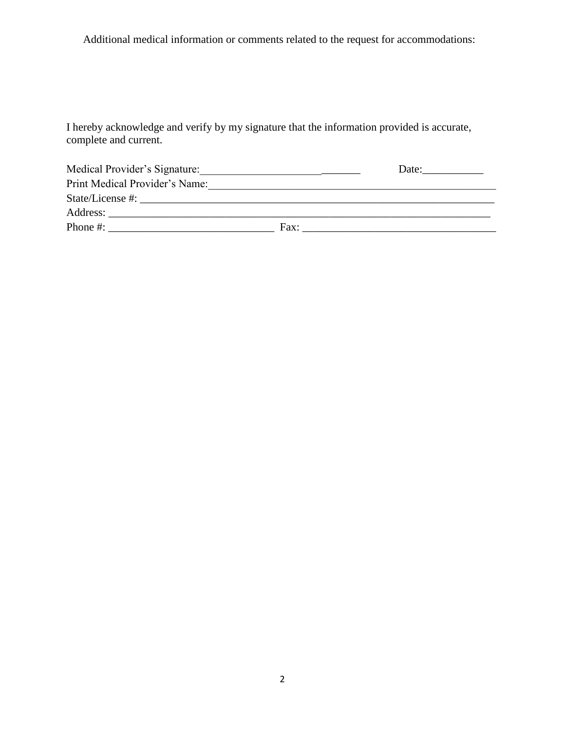Additional medical information or comments related to the request for accommodations:

I hereby acknowledge and verify by my signature that the information provided is accurate, complete and current.

Medical Provider's Signature:_____________________________ Date:___________

Print Medical Provider's Name:______________________________________________________

State/License #: _____________________________________________________________

Address: ____________________________________________________________________

Phone #: ______________________________ Fax: ___________________________________